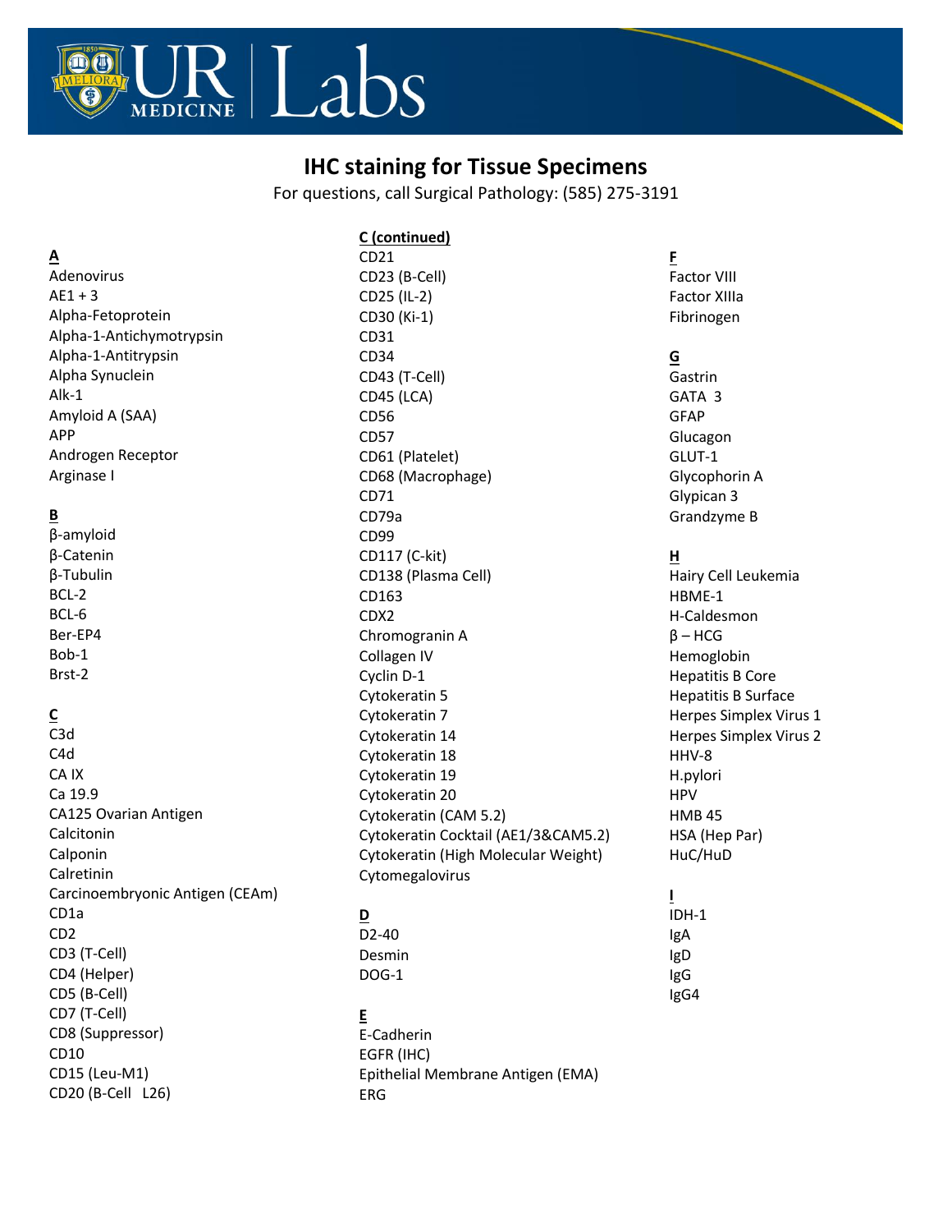# IHC staining for Tissue Specimens

For questions, call Surgical Pathology: (585) 275-3191

**A**

- Adenovirus
- AE1 + 3
- Alpha-Fetoprotein
- Alpha-1-Antichymotrypsin
- Alpha-1-Antitrypsin
- Alpha Synuclein
- Alk-1
- Amyloid A (SAA)
- APP
- Androgen Receptor
- Arginase I

**B**

- β-amyloid
- β-Catenin
- β-Tubulin
- BCL-2
- BCL-6
- Ber-EP4
- Bob-1
- Brst-2

**C**

- C3d
- C4d
- CA IX
- Ca 19.9
- CA125 Ovarian Antigen
- Calcitonin
- Calponin
- Calretinin
- Carcinoembryonic Antigen (CEAm)
- CD1a
- CD2
- CD3 (T-Cell)
- CD4 (Helper)
- CD5 (B-Cell)
- CD7 (T-Cell)
- CD8 (Suppressor)
- CD10
- CD15 (Leu-M1)
- CD20 (B-Cell L26)

**C (continued)**

- CD21
- CD23 (B-Cell)
- CD25 (IL-2)
- CD30 (Ki-1)
- CD31
- CD34
- CD43 (T-Cell)
- CD45 (LCA)
- CD56
- CD57
- CD61 (Platelet)
- CD68 (Macrophage)
- CD71
- CD79a
- CD99
- CD117 (C-kit)
- CD138 (Plasma Cell)
- CD163
- CDX2
- Chromogranin A
- Collagen IV
- Cyclin D-1
- Cytokeratin 5
- Cytokeratin 7
- Cytokeratin 14
- Cytokeratin 18
- Cytokeratin 19
- Cytokeratin 20
- Cytokeratin (CAM 5.2)
- Cytokeratin Cocktail (AE1/3&CAM5.2)
- Cytokeratin (High Molecular Weight)
- Cytomegalovirus

**D**

- D2-40
- Desmin
- DOG-1

**E**

- E-Cadherin
- EGFR (IHC)
- Epithelial Membrane Antigen (EMA)
- ERG

**F**

- Factor VIII
- Factor XIIIa
- Fibrinogen

**G**

- Gastrin
- GATA 3
- GFAP
- Glucagon
- GLUT-1
- Glycophorin A
- Glypican 3
- Grandzyme B

**H**

- Hairy Cell Leukemia
- HBME-1
- H-Caldesmon
- β – HCG
- Hemoglobin
- Hepatitis B Core
- Hepatitis B Surface
- Herpes Simplex Virus 1
- Herpes Simplex Virus 2
- HHV-8
- H.pylori
- HPV
- HMB 45
- HSA (Hep Par)
- HuC/HuD

**I**

- IDH-1
- IgA
- IgD
- IgG
- IgG4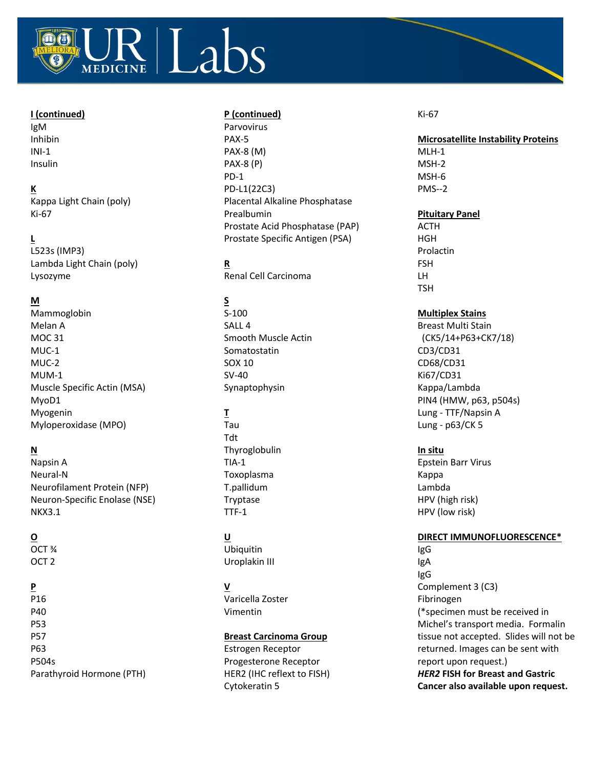**I (continued)**
IgM
Inhibin
INI-1
Insulin

**K**
Kappa Light Chain (poly)
Ki-67

**L**
L523s (IMP3)
Lambda Light Chain (poly)
Lysozyme

**M**
Mammoglobin
Melan A
MOC 31
MUC-1
MUC-2
MUM-1
Muscle Specific Actin (MSA)
MyoD1
Myogenin
Myloperoxidase (MPO)

**N**
Napsin A
Neural-N
Neurofilament Protein (NFP)
Neuron-Specific Enolase (NSE)
NKX3.1

**O**
OCT ¾
OCT 2

**P**
P16
P40
P53
P57
P63
P504s
Parathyroid Hormone (PTH)

**P (continued)**
Parvovirus
PAX-5
PAX-8 (M)
PAX-8 (P)
PD-1
PD-L1(22C3)
Placental Alkaline Phosphatase
Prealbumin
Prostate Acid Phosphatase (PAP)
Prostate Specific Antigen (PSA)

**R**
Renal Cell Carcinoma

**S**
S-100
SALL 4
Smooth Muscle Actin
Somatostatin
SOX 10
SV-40
Synaptophysin

**T**
Tau
Tdt
Thyroglobulin
TIA-1
Toxoplasma
T.pallidum
Tryptase
TTF-1

**U**
Ubiquitin
Uroplakin III

**V**
Varicella Zoster
Vimentin

**Breast Carcinoma Group**
Estrogen Receptor
Progesterone Receptor
HER2 (IHC reflext to FISH)
Cytokeratin 5
Ki-67

**Microsatellite Instability Proteins**
MLH-1
MSH-2
MSH-6
PMS--2

**Pituitary Panel**
ACTH
HGH
Prolactin
FSH
LH
TSH

**Multiplex Stains**
Breast Multi Stain
(CK5/14+P63+CK7/18)
CD3/CD31
CD68/CD31
Ki67/CD31
Kappa/Lambda
PIN4 (HMW, p63, p504s)
Lung - TTF/Napsin A
Lung - p63/CK 5

**In situ**
Epstein Barr Virus
Kappa
Lambda
HPV (high risk)
HPV (low risk)

**DIRECT IMMUNOFLUORESCENCE***
IgG
IgA
IgG
Complement 3 (C3)
Fibrinogen
(*specimen must be received in Michel's transport media. Formalin tissue not accepted. Slides will not be returned. Images can be sent with report upon request.)
***HER2* FISH for Breast and Gastric Cancer also available upon request.**